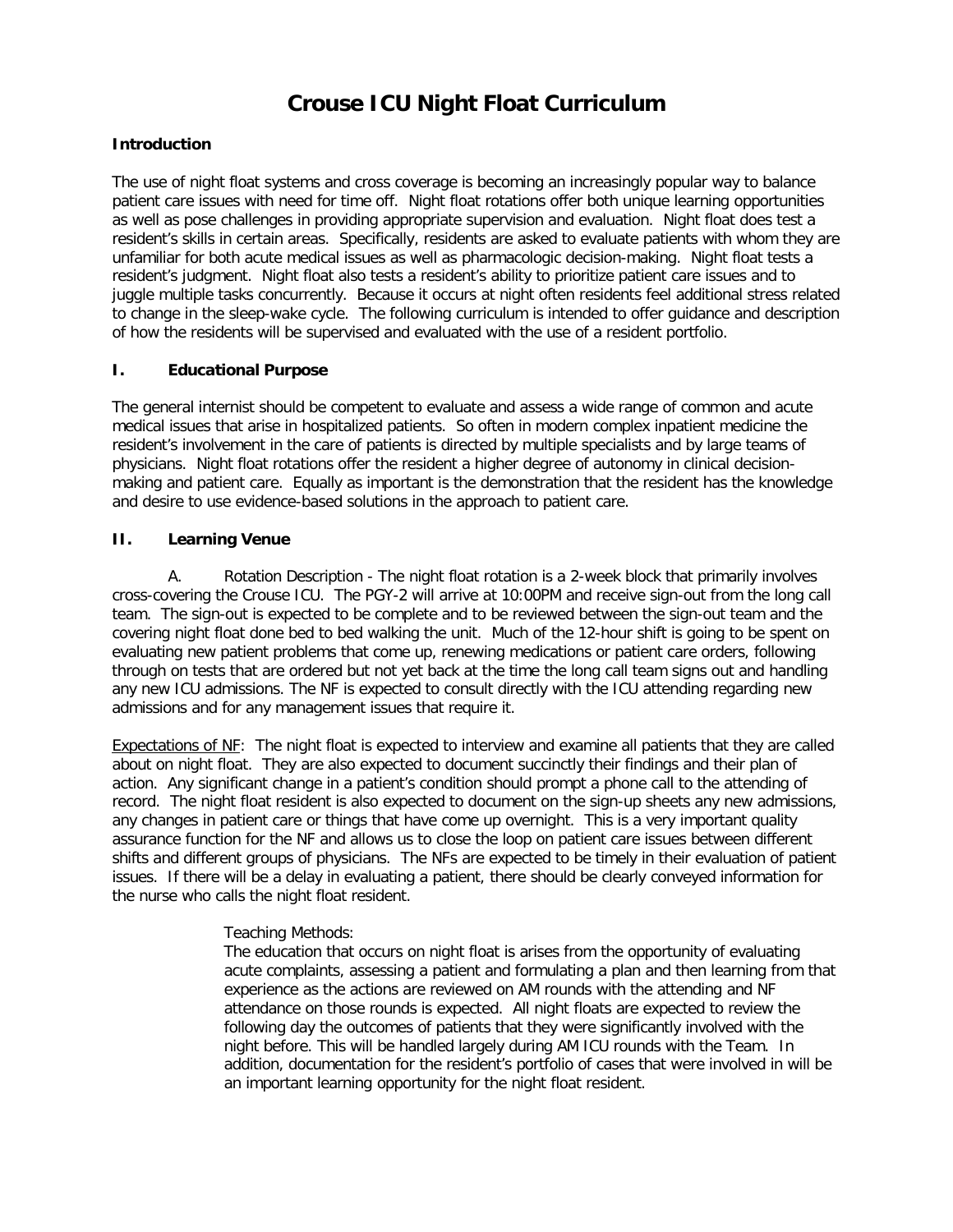# Crouse ICU Night Float Curriculum

### Introduction

The use of night float systems and cross coverage is becoming an increasingly popular way to balance patient care issues with need for time off. Night float rotations offer both unique learning opportunities as well as pose challenges in providing appropriate supervision and evaluation. Night float does test a resident's skills in certain areas. Specifically, residents are asked to evaluate patients with whom they are unfamiliar for both acute medical issues as well as pharmacologic decision-making. Night float tests a resident's judgment. Night float also tests a resident's ability to prioritize patient care issues and to juggle multiple tasks concurrently. Because it occurs at night often residents feel additional stress related to change in the sleep-wake cycle. The following curriculum is intended to offer guidance and description of how the residents will be supervised and evaluated with the use of a resident portfolio.

### I. Educational Purpose

The general internist should be competent to evaluate and assess a wide range of common and acute medical issues that arise in hospitalized patients. So often in modern complex inpatient medicine the resident's involvement in the care of patients is directed by multiple specialists and by large teams of physicians. Night float rotations offer the resident a higher degree of autonomy in clinical decision-making and patient care. Equally as important is the demonstration that the resident has the knowledge and desire to use evidence-based solutions in the approach to patient care.

### II. Learning Venue

A. Rotation Description - The night float rotation is a 2-week block that primarily involves cross-covering the Crouse ICU. The PGY-2 will arrive at 10:00PM and receive sign-out from the long call team. The sign-out is expected to be complete and to be reviewed between the sign-out team and the covering night float done bed to bed walking the unit. Much of the 12-hour shift is going to be spent on evaluating new patient problems that come up, renewing medications or patient care orders, following through on tests that are ordered but not yet back at the time the long call team signs out and handling any new ICU admissions. The NF is expected to consult directly with the ICU attending regarding new admissions and for any management issues that require it.

<u>Expectations of NF</u>: The night float is expected to interview and examine all patients that they are called about on night float. They are also expected to document succinctly their findings and their plan of action. Any significant change in a patient's condition should prompt a phone call to the attending of record. The night float resident is also expected to document on the sign-up sheets any new admissions, any changes in patient care or things that have come up overnight. This is a very important quality assurance function for the NF and allows us to close the loop on patient care issues between different shifts and different groups of physicians. The NFs are expected to be timely in their evaluation of patient issues. If there will be a delay in evaluating a patient, there should be clearly conveyed information for the nurse who calls the night float resident.

Teaching Methods:
The education that occurs on night float is arises from the opportunity of evaluating acute complaints, assessing a patient and formulating a plan and then learning from that experience as the actions are reviewed on AM rounds with the attending and NF attendance on those rounds is expected. All night floats are expected to review the following day the outcomes of patients that they were significantly involved with the night before. This will be handled largely during AM ICU rounds with the Team. In addition, documentation for the resident's portfolio of cases that were involved in will be an important learning opportunity for the night float resident.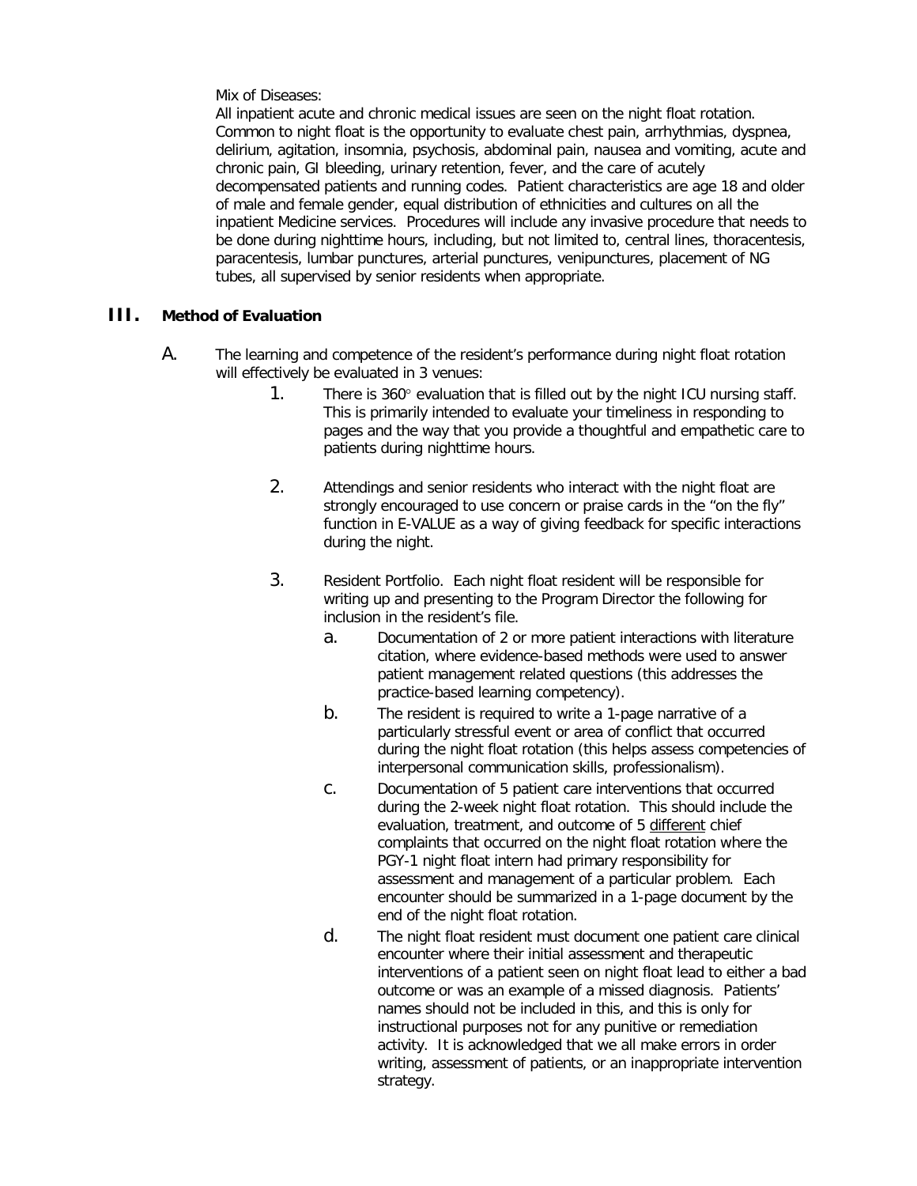Mix of Diseases:
All inpatient acute and chronic medical issues are seen on the night float rotation. Common to night float is the opportunity to evaluate chest pain, arrhythmias, dyspnea, delirium, agitation, insomnia, psychosis, abdominal pain, nausea and vomiting, acute and chronic pain, GI bleeding, urinary retention, fever, and the care of acutely decompensated patients and running codes. Patient characteristics are age 18 and older of male and female gender, equal distribution of ethnicities and cultures on all the inpatient Medicine services. Procedures will include any invasive procedure that needs to be done during nighttime hours, including, but not limited to, central lines, thoracentesis, paracentesis, lumbar punctures, arterial punctures, venipunctures, placement of NG tubes, all supervised by senior residents when appropriate.

## III. Method of Evaluation

A. The learning and competence of the resident's performance during night float rotation will effectively be evaluated in 3 venues:

1. There is 360° evaluation that is filled out by the night ICU nursing staff. This is primarily intended to evaluate your timeliness in responding to pages and the way that you provide a thoughtful and empathetic care to patients during nighttime hours.

2. Attendings and senior residents who interact with the night float are strongly encouraged to use concern or praise cards in the "on the fly" function in E-VALUE as a way of giving feedback for specific interactions during the night.

3. Resident Portfolio. Each night float resident will be responsible for writing up and presenting to the Program Director the following for inclusion in the resident's file.
   a. Documentation of 2 or more patient interactions with literature citation, where evidence-based methods were used to answer patient management related questions (this addresses the practice-based learning competency).
   b. The resident is required to write a 1-page narrative of a particularly stressful event or area of conflict that occurred during the night float rotation (this helps assess competencies of interpersonal communication skills, professionalism).
   c. Documentation of 5 patient care interventions that occurred during the 2-week night float rotation. This should include the evaluation, treatment, and outcome of 5 <u>different</u> chief complaints that occurred on the night float rotation where the PGY-1 night float intern had primary responsibility for assessment and management of a particular problem. Each encounter should be summarized in a 1-page document by the end of the night float rotation.
   d. The night float resident must document one patient care clinical encounter where their initial assessment and therapeutic interventions of a patient seen on night float lead to either a bad outcome or was an example of a missed diagnosis. Patients' names should not be included in this, and this is only for instructional purposes not for any punitive or remediation activity. It is acknowledged that we all make errors in order writing, assessment of patients, or an inappropriate intervention strategy.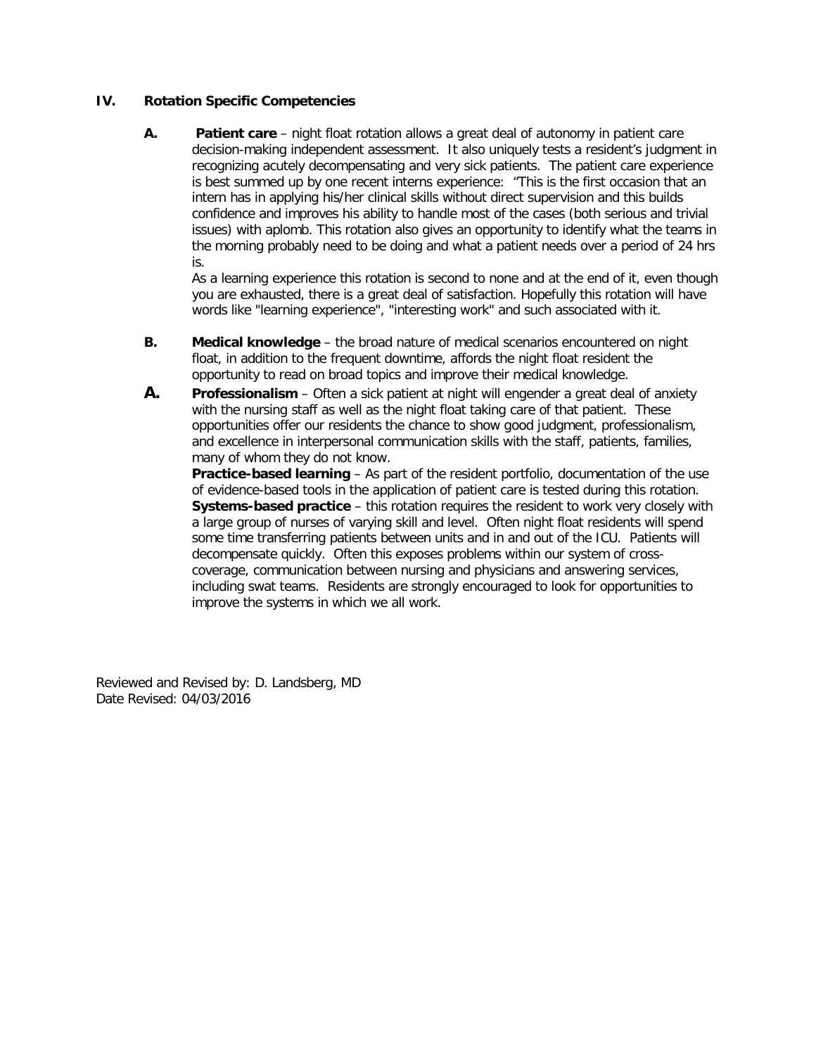## IV. Rotation Specific Competencies

**A. Patient care** – night float rotation allows a great deal of autonomy in patient care decision-making independent assessment. It also uniquely tests a resident's judgment in recognizing acutely decompensating and very sick patients. The patient care experience is best summed up by one recent interns experience: "This is the first occasion that an intern has in applying his/her clinical skills without direct supervision and this builds confidence and improves his ability to handle most of the cases (both serious and trivial issues) with aplomb. This rotation also gives an opportunity to identify what the teams in the morning probably need to be doing and what a patient needs over a period of 24 hrs is.

As a learning experience this rotation is second to none and at the end of it, even though you are exhausted, there is a great deal of satisfaction. Hopefully this rotation will have words like "learning experience", "interesting work" and such associated with it.

**B. Medical knowledge** – the broad nature of medical scenarios encountered on night float, in addition to the frequent downtime, affords the night float resident the opportunity to read on broad topics and improve their medical knowledge.

**A. Professionalism** – Often a sick patient at night will engender a great deal of anxiety with the nursing staff as well as the night float taking care of that patient. These opportunities offer our residents the chance to show good judgment, professionalism, and excellence in interpersonal communication skills with the staff, patients, families, many of whom they do not know.

**Practice-based learning** – As part of the resident portfolio, documentation of the use of evidence-based tools in the application of patient care is tested during this rotation.

**Systems-based practice** – this rotation requires the resident to work very closely with a large group of nurses of varying skill and level. Often night float residents will spend some time transferring patients between units and in and out of the ICU. Patients will decompensate quickly. Often this exposes problems within our system of cross-coverage, communication between nursing and physicians and answering services, including swat teams. Residents are strongly encouraged to look for opportunities to improve the systems in which we all work.

Reviewed and Revised by: D. Landsberg, MD
Date Revised: 04/03/2016